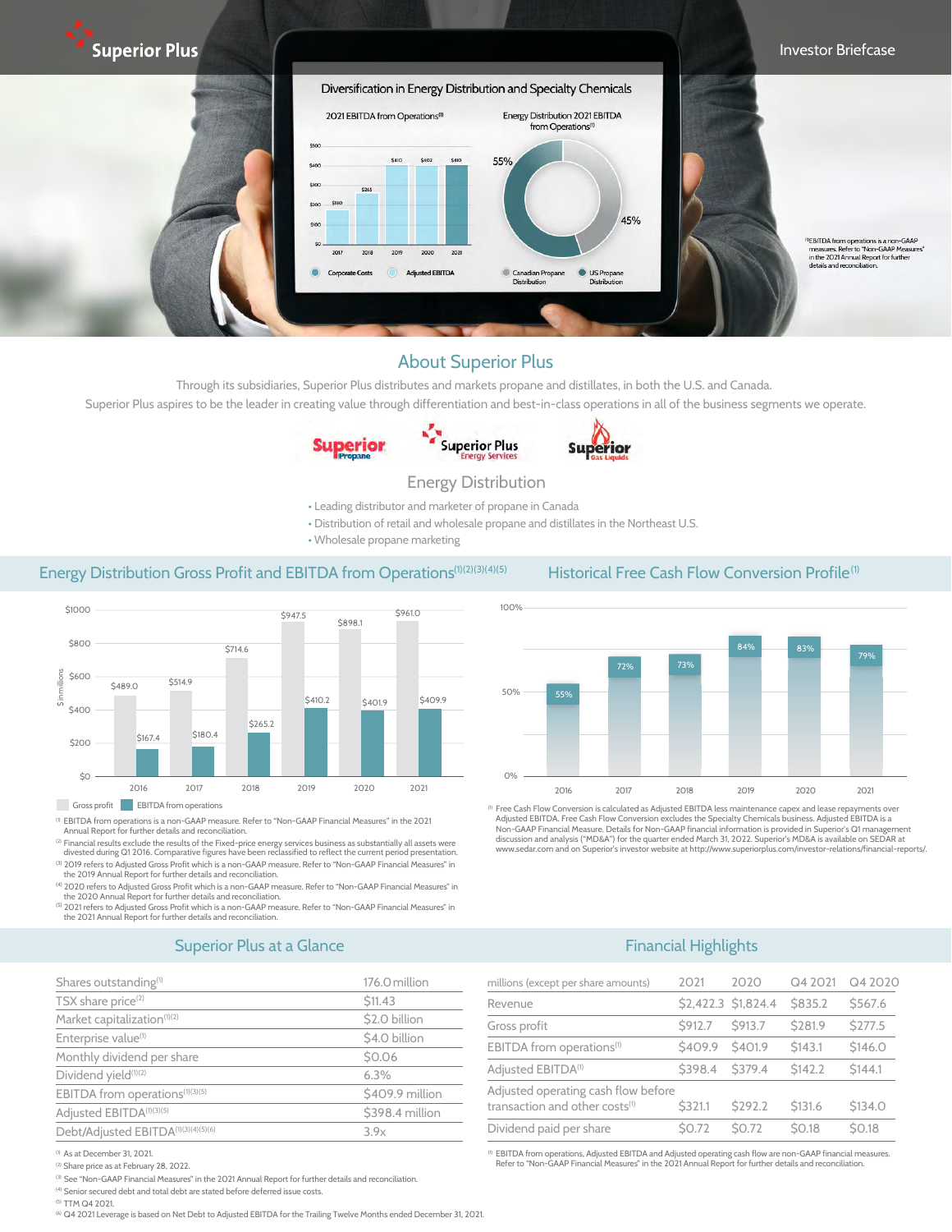Superior Plus

Investor Briefcase

## Diversification in Energy Distribution and Specialty Chemicals

2021 EBITDA from Operations[(1)]

| | 2017 | 2018 | 2019 | 2020 | 2021 |
|---|---|---|---|---|---|
| Adjusted EBITDA | $180 | $265 | $410 | $402 | $410 |

Corporate Costs · Adjusted EBITDA

Energy Distribution 2021 EBITDA from Operations[(1)]

- Canadian Propane Distribution: 55%
- US Propane Distribution: 45%

[(1)]EBITDA from operations is a non-GAAP measures. Refer to "Non-GAAP Measures" in the 2021 Annual Report for further details and reconciliation.

## About Superior Plus

Through its subsidiaries, Superior Plus distributes and markets propane and distillates, in both the U.S. and Canada.

Superior Plus aspires to be the leader in creating value through differentiation and best-in-class operations in all of the business segments we operate.

Superior Propane · Superior Plus Energy Services · Superior Gas Liquids

### Energy Distribution

- Leading distributor and marketer of propane in Canada
- Distribution of retail and wholesale propane and distillates in the Northeast U.S.
- Wholesale propane marketing

## Energy Distribution Gross Profit and EBITDA from Operations[(1)(2)(3)(4)(5)]

$ in millions

| | 2016 | 2017 | 2018 | 2019 | 2020 | 2021 |
|---|---|---|---|---|---|---|
| Gross profit | $489.0 | $514.9 | $714.6 | $947.5 | $898.1 | $961.0 |
| EBITDA from operations | $167.4 | $180.4 | $265.2 | $410.2 | $401.9 | $409.9 |

[(1)] EBITDA from operations is a non-GAAP measure. Refer to "Non-GAAP Financial Measures" in the 2021 Annual Report for further details and reconciliation.
[(2)] Financial results exclude the results of the Fixed-price energy services business as substantially all assets were divested during Q1 2016. Comparative figures have been reclassified to reflect the current period presentation.
[(3)] 2019 refers to Adjusted Gross Profit which is a non-GAAP measure. Refer to "Non-GAAP Financial Measures" in the 2019 Annual Report for further details and reconciliation.
[(4)] 2020 refers to Adjusted Gross Profit which is a non-GAAP measure. Refer to "Non-GAAP Financial Measures" in the 2020 Annual Report for further details and reconciliation.
[(5)] 2021 refers to Adjusted Gross Profit which is a non-GAAP measure. Refer to "Non-GAAP Financial Measures" in the 2021 Annual Report for further details and reconciliation.

## Historical Free Cash Flow Conversion Profile[(1)]

| 2016 | 2017 | 2018 | 2019 | 2020 | 2021 |
|---|---|---|---|---|---|
| 55% | 72% | 73% | 84% | 83% | 79% |

[(1)] Free Cash Flow Conversion is calculated as Adjusted EBITDA less maintenance capex and lease repayments over Adjusted EBITDA. Free Cash Flow Conversion excludes the Specialty Chemicals business. Adjusted EBITDA is a Non-GAAP Financial Measure. Details for Non-GAAP financial information is provided in Superior's Q1 management discussion and analysis ("MD&A") for the quarter ended March 31, 2022. Superior's MD&A is available on SEDAR at www.sedar.com and on Superior's investor website at http://www.superiorplus.com/investor-relations/financial-reports/.

## Superior Plus at a Glance

| | |
|---|---|
| Shares outstanding[(1)] | 176.0 million |
| TSX share price[(2)] | $11.43 |
| Market capitalization[(1)(2)] | $2.0 billion |
| Enterprise value[(1)] | $4.0 billion |
| Monthly dividend per share | $0.06 |
| Dividend yield[(1)(2)] | 6.3% |
| EBITDA from operations[(1)(3)(5)] | $409.9 million |
| Adjusted EBITDA[(1)(3)(5)] | $398.4 million |
| Debt/Adjusted EBITDA[(1)(3)(4)(5)(6)] | 3.9x |

[(1)] As at December 31, 2021.
[(2)] Share price as at February 28, 2022.
[(3)] See "Non-GAAP Financial Measures" in the 2021 Annual Report for further details and reconciliation.
[(4)] Senior secured debt and total debt are stated before deferred issue costs.
[(5)] TTM Q4 2021.
[(6)] Q4 2021 Leverage is based on Net Debt to Adjusted EBITDA for the Trailing Twelve Months ended December 31, 2021.

## Financial Highlights

| millions (except per share amounts) | 2021 | 2020 | Q4 2021 | Q4 2020 |
|---|---|---|---|---|
| Revenue | $2,422.3 | $1,824.4 | $835.2 | $567.6 |
| Gross profit | $912.7 | $913.7 | $281.9 | $277.5 |
| EBITDA from operations[(1)] | $409.9 | $401.9 | $143.1 | $146.0 |
| Adjusted EBITDA[(1)] | $398.4 | $379.4 | $142.2 | $144.1 |
| Adjusted operating cash flow before transaction and other costs[(1)] | $321.1 | $292.2 | $131.6 | $134.0 |
| Dividend paid per share | $0.72 | $0.72 | $0.18 | $0.18 |

[(1)] EBITDA from operations, Adjusted EBITDA and Adjusted operating cash flow are non-GAAP financial measures. Refer to "Non-GAAP Financial Measures" in the 2021 Annual Report for further details and reconciliation.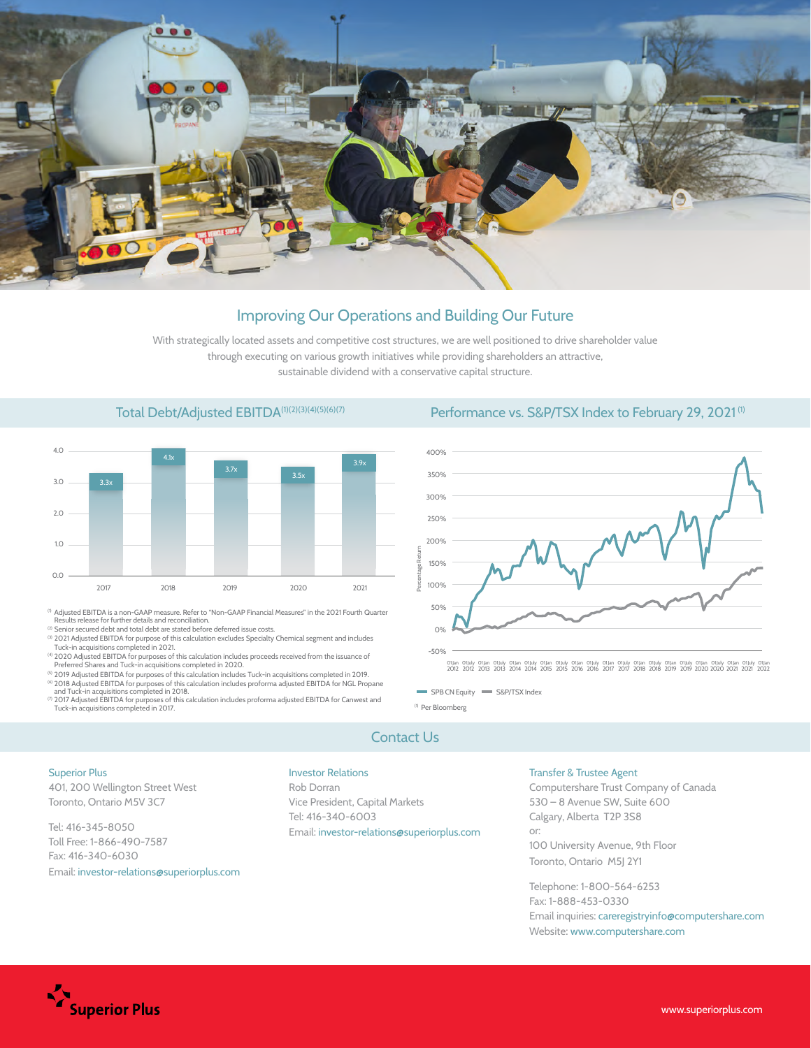## Improving Our Operations and Building Our Future

With strategically located assets and competitive cost structures, we are well positioned to drive shareholder value through executing on various growth initiatives while providing shareholders an attractive, sustainable dividend with a conservative capital structure.

### Total Debt/Adjusted EBITDA[(1)(2)(3)(4)(5)(6)(7)]

4.0
3.0
2.0
1.0
0.0

3.3x
4.1x
3.7x
3.5x
3.9x

2017
2018
2019
2020
2021

[1] Adjusted EBITDA is a non-GAAP measure. Refer to "Non-GAAP Financial Measures" in the 2021 Fourth Quarter Results release for further details and reconciliation.
[2] Senior secured debt and total debt are stated before deferred issue costs.
[3] 2021 Adjusted EBITDA for purpose of this calculation excludes Specialty Chemical segment and includes Tuck-in acquisitions completed in 2021.
[4] 2020 Adjusted EBITDA for purposes of this calculation includes proceeds received from the issuance of Preferred Shares and Tuck-in acquisitions completed in 2020.
[5] 2019 Adjusted EBITDA for purposes of this calculation includes Tuck-in acquisitions completed in 2019.
[6] 2018 Adjusted EBITDA for purposes of this calculation includes proforma adjusted EBITDA for NGL Propane and Tuck-in acquisitions completed in 2018.
[7] 2017 Adjusted EBITDA for purposes of this calculation includes proforma adjusted EBITDA for Canwest and Tuck-in acquisitions completed in 2017.

### Performance vs. S&P/TSX Index to February 29, 2021[(1)]

400%
350%
300%
250%
200%
150%
100%
50%
0%
-50%

Percentage Return

01Jan 2012, 01July 2012, 01Jan 2013, 01July 2013, 01Jan 2014, 01July 2014, 01Jan 2015, 01July 2015, 01Jan 2016, 01July 2016, 01Jan 2017, 01July 2017, 01Jan 2018, 01July 2018, 01Jan 2019, 01July 2019, 01Jan 2020, 01July 2020, 01Jan 2021, 01July 2021, 01Jan 2022

SPB CN Equity
S&P/TSX Index

[1] Per Bloomberg

## Contact Us

**Superior Plus**
401, 200 Wellington Street West
Toronto, Ontario M5V 3C7

Tel: 416-345-8050
Toll Free: 1-866-490-7587
Fax: 416-340-6030
Email: investor-relations@superiorplus.com

**Investor Relations**
Rob Dorran
Vice President, Capital Markets
Tel: 416-340-6003
Email: investor-relations@superiorplus.com

**Transfer & Trustee Agent**
Computershare Trust Company of Canada
530 – 8 Avenue SW, Suite 600
Calgary, Alberta T2P 3S8
or:
100 University Avenue, 9th Floor
Toronto, Ontario M5J 2Y1

Telephone: 1-800-564-6253
Fax: 1-888-453-0330
Email inquiries: careregistryinfo@computershare.com
Website: www.computershare.com

Superior Plus

www.superiorplus.com